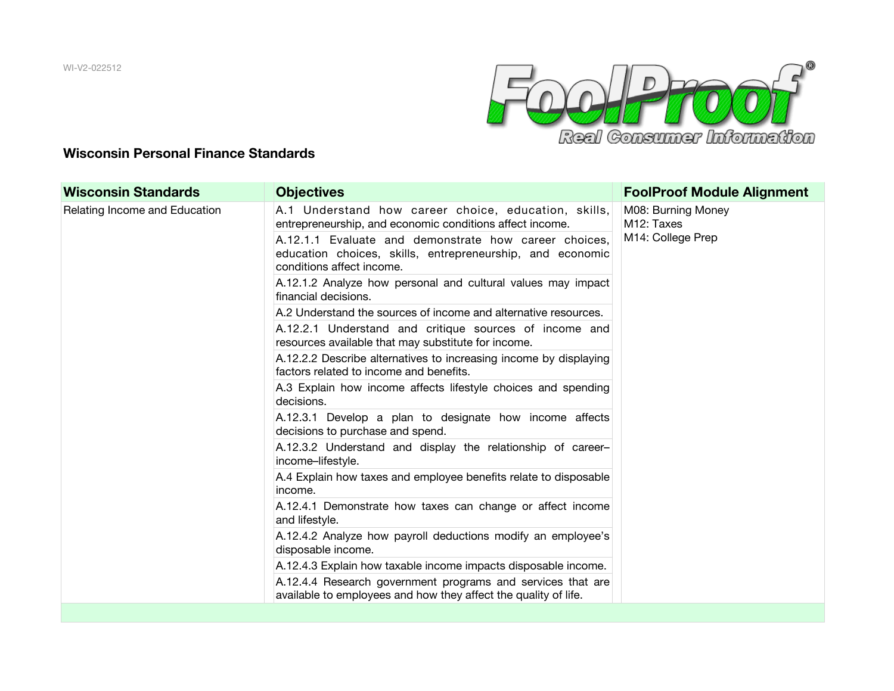WI-V2-022512

FoolProof® Real Consumer Information

## Wisconsin Personal Finance Standards

| Wisconsin Standards | Objectives | FoolProof Module Alignment |
|---|---|---|
| Relating Income and Education | A.1 Understand how career choice, education, skills, entrepreneurship, and economic conditions affect income. | M08: Burning Money<br>M12: Taxes<br>M14: College Prep |
| | A.12.1.1 Evaluate and demonstrate how career choices, education choices, skills, entrepreneurship, and economic conditions affect income. | |
| | A.12.1.2 Analyze how personal and cultural values may impact financial decisions. | |
| | A.2 Understand the sources of income and alternative resources. | |
| | A.12.2.1 Understand and critique sources of income and resources available that may substitute for income. | |
| | A.12.2.2 Describe alternatives to increasing income by displaying factors related to income and benefits. | |
| | A.3 Explain how income affects lifestyle choices and spending decisions. | |
| | A.12.3.1 Develop a plan to designate how income affects decisions to purchase and spend. | |
| | A.12.3.2 Understand and display the relationship of career–income–lifestyle. | |
| | A.4 Explain how taxes and employee benefits relate to disposable income. | |
| | A.12.4.1 Demonstrate how taxes can change or affect income and lifestyle. | |
| | A.12.4.2 Analyze how payroll deductions modify an employee's disposable income. | |
| | A.12.4.3 Explain how taxable income impacts disposable income. | |
| | A.12.4.4 Research government programs and services that are available to employees and how they affect the quality of life. | |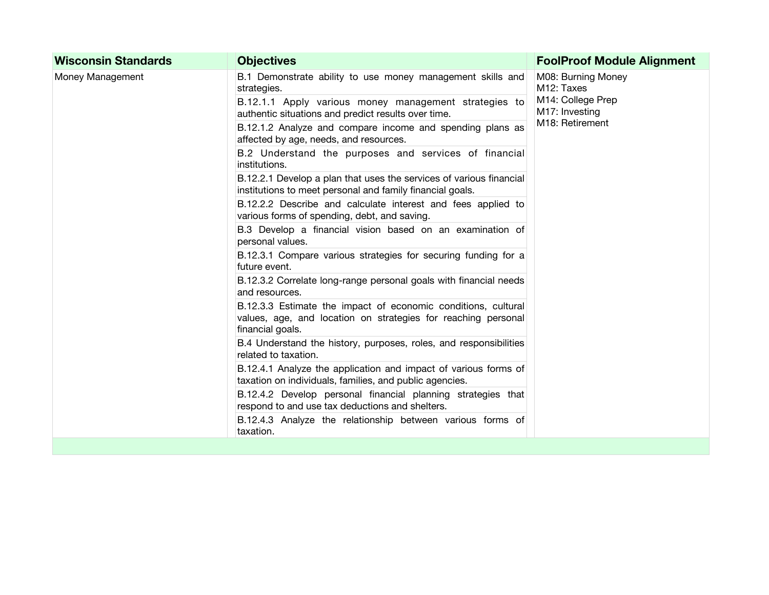| Wisconsin Standards | Objectives | FoolProof Module Alignment |
| --- | --- | --- |
| Money Management | B.1 Demonstrate ability to use money management skills and strategies. | M08: Burning Money<br>M12: Taxes<br>M14: College Prep<br>M17: Investing<br>M18: Retirement |
| | B.12.1.1 Apply various money management strategies to authentic situations and predict results over time. | |
| | B.12.1.2 Analyze and compare income and spending plans as affected by age, needs, and resources. | |
| | B.2 Understand the purposes and services of financial institutions. | |
| | B.12.2.1 Develop a plan that uses the services of various financial institutions to meet personal and family financial goals. | |
| | B.12.2.2 Describe and calculate interest and fees applied to various forms of spending, debt, and saving. | |
| | B.3 Develop a financial vision based on an examination of personal values. | |
| | B.12.3.1 Compare various strategies for securing funding for a future event. | |
| | B.12.3.2 Correlate long-range personal goals with financial needs and resources. | |
| | B.12.3.3 Estimate the impact of economic conditions, cultural values, age, and location on strategies for reaching personal financial goals. | |
| | B.4 Understand the history, purposes, roles, and responsibilities related to taxation. | |
| | B.12.4.1 Analyze the application and impact of various forms of taxation on individuals, families, and public agencies. | |
| | B.12.4.2 Develop personal financial planning strategies that respond to and use tax deductions and shelters. | |
| | B.12.4.3 Analyze the relationship between various forms of taxation. | |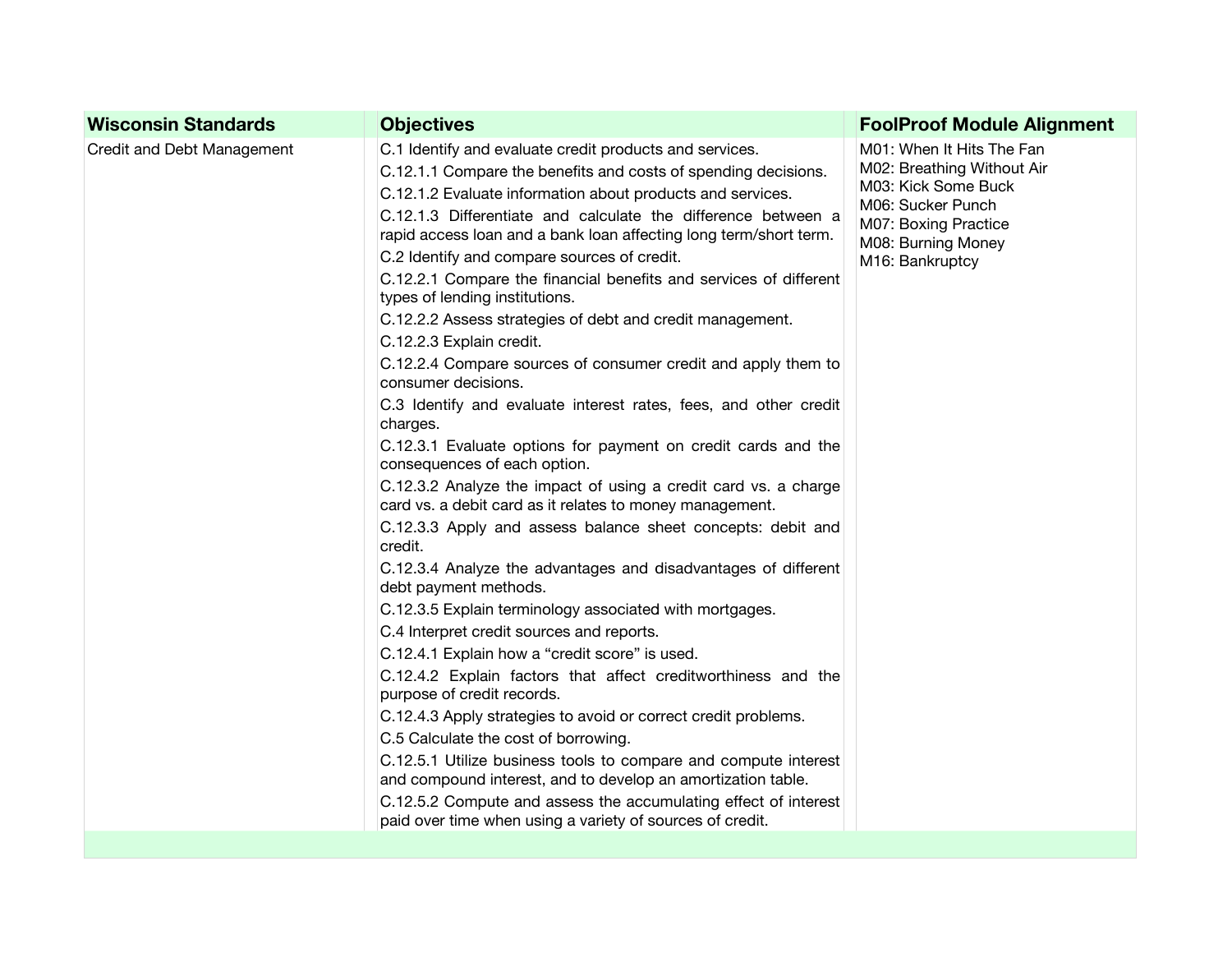| Wisconsin Standards | Objectives | FoolProof Module Alignment |
|---|---|---|
| Credit and Debt Management | C.1 Identify and evaluate credit products and services.<br>C.12.1.1 Compare the benefits and costs of spending decisions.<br>C.12.1.2 Evaluate information about products and services.<br>C.12.1.3 Differentiate and calculate the difference between a rapid access loan and a bank loan affecting long term/short term.<br>C.2 Identify and compare sources of credit.<br>C.12.2.1 Compare the financial benefits and services of different types of lending institutions.<br>C.12.2.2 Assess strategies of debt and credit management.<br>C.12.2.3 Explain credit.<br>C.12.2.4 Compare sources of consumer credit and apply them to consumer decisions.<br>C.3 Identify and evaluate interest rates, fees, and other credit charges.<br>C.12.3.1 Evaluate options for payment on credit cards and the consequences of each option.<br>C.12.3.2 Analyze the impact of using a credit card vs. a charge card vs. a debit card as it relates to money management.<br>C.12.3.3 Apply and assess balance sheet concepts: debit and credit.<br>C.12.3.4 Analyze the advantages and disadvantages of different debt payment methods.<br>C.12.3.5 Explain terminology associated with mortgages.<br>C.4 Interpret credit sources and reports.<br>C.12.4.1 Explain how a “credit score” is used.<br>C.12.4.2 Explain factors that affect creditworthiness and the purpose of credit records.<br>C.12.4.3 Apply strategies to avoid or correct credit problems.<br>C.5 Calculate the cost of borrowing.<br>C.12.5.1 Utilize business tools to compare and compute interest and compound interest, and to develop an amortization table.<br>C.12.5.2 Compute and assess the accumulating effect of interest paid over time when using a variety of sources of credit. | M01: When It Hits The Fan<br>M02: Breathing Without Air<br>M03: Kick Some Buck<br>M06: Sucker Punch<br>M07: Boxing Practice<br>M08: Burning Money<br>M16: Bankruptcy |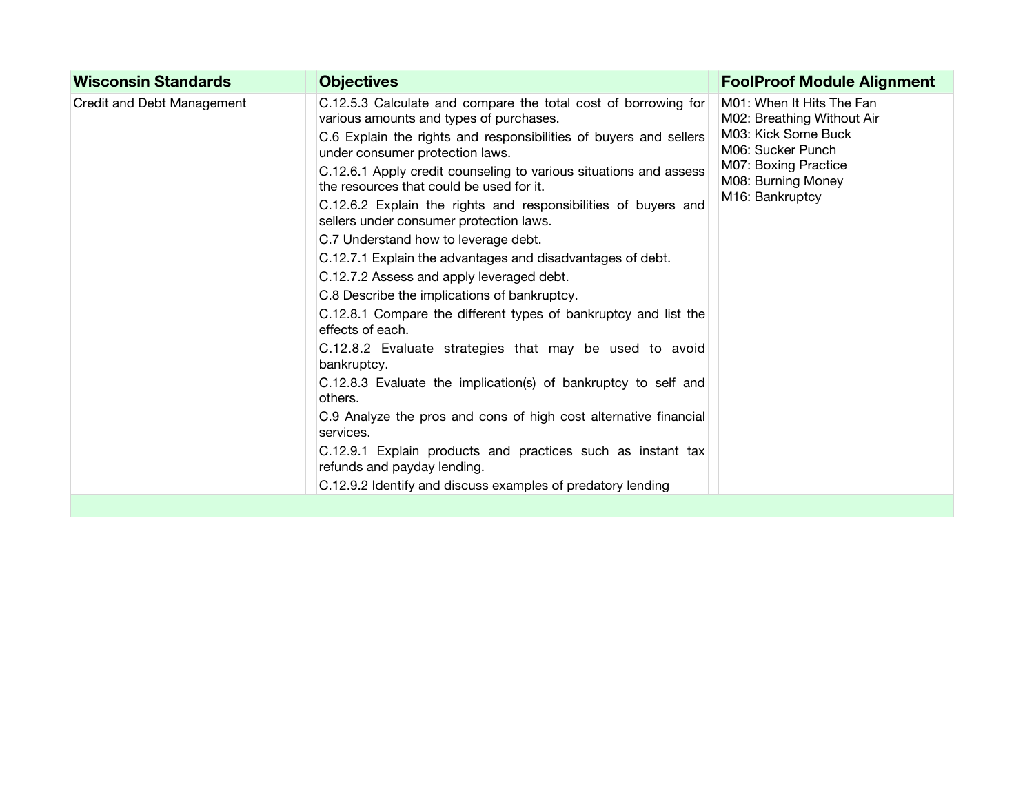| Wisconsin Standards | Objectives | FoolProof Module Alignment |
|---|---|---|
| Credit and Debt Management | C.12.5.3 Calculate and compare the total cost of borrowing for various amounts and types of purchases.<br>C.6 Explain the rights and responsibilities of buyers and sellers under consumer protection laws.<br>C.12.6.1 Apply credit counseling to various situations and assess the resources that could be used for it.<br>C.12.6.2 Explain the rights and responsibilities of buyers and sellers under consumer protection laws.<br>C.7 Understand how to leverage debt.<br>C.12.7.1 Explain the advantages and disadvantages of debt.<br>C.12.7.2 Assess and apply leveraged debt.<br>C.8 Describe the implications of bankruptcy.<br>C.12.8.1 Compare the different types of bankruptcy and list the effects of each.<br>C.12.8.2 Evaluate strategies that may be used to avoid bankruptcy.<br>C.12.8.3 Evaluate the implication(s) of bankruptcy to self and others.<br>C.9 Analyze the pros and cons of high cost alternative financial services.<br>C.12.9.1 Explain products and practices such as instant tax refunds and payday lending.<br>C.12.9.2 Identify and discuss examples of predatory lending | M01: When It Hits The Fan<br>M02: Breathing Without Air<br>M03: Kick Some Buck<br>M06: Sucker Punch<br>M07: Boxing Practice<br>M08: Burning Money<br>M16: Bankruptcy |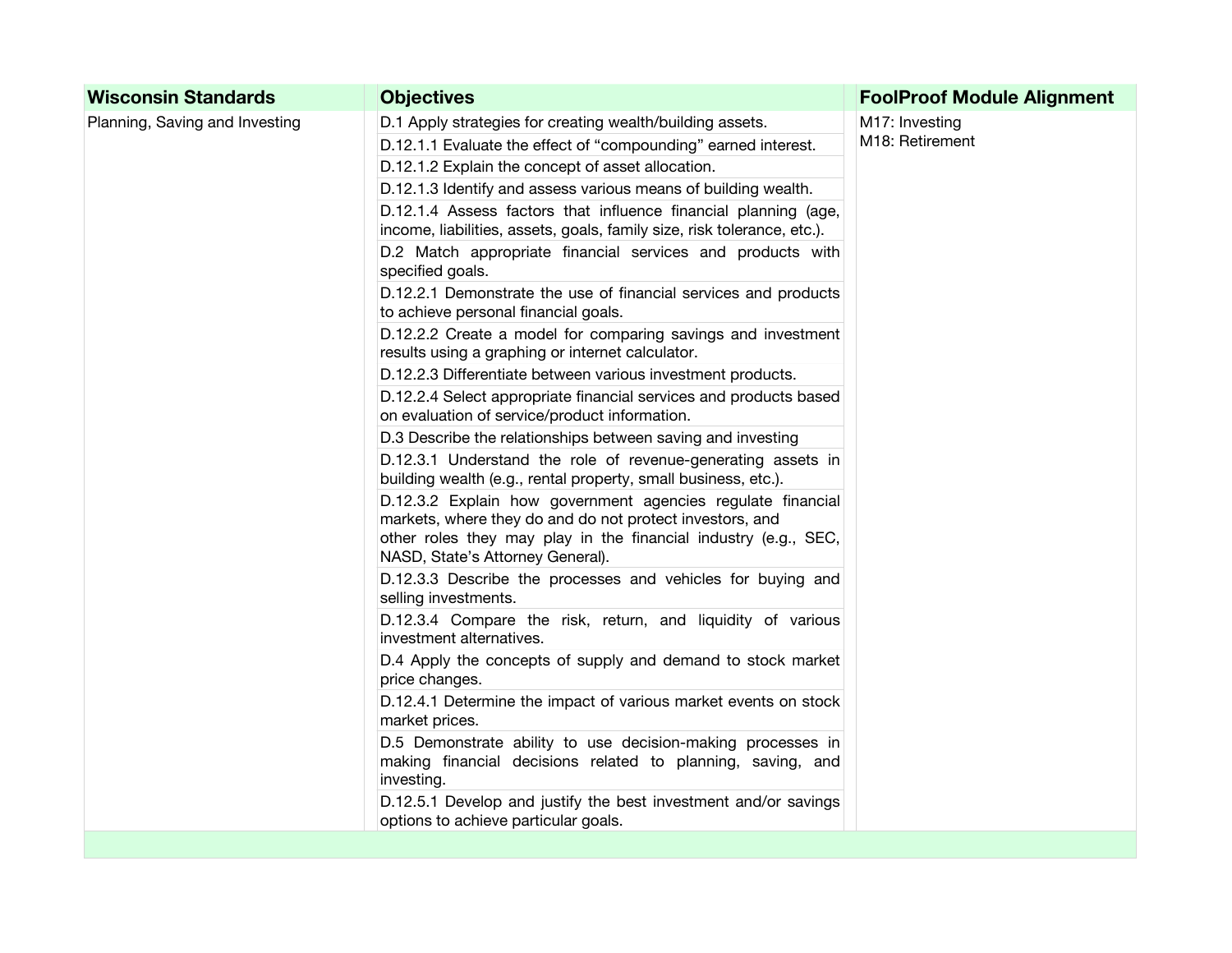| Wisconsin Standards | Objectives | FoolProof Module Alignment |
|---|---|---|
| Planning, Saving and Investing | D.1 Apply strategies for creating wealth/building assets. | M17: Investing<br>M18: Retirement |
| | D.12.1.1 Evaluate the effect of "compounding" earned interest. | |
| | D.12.1.2 Explain the concept of asset allocation. | |
| | D.12.1.3 Identify and assess various means of building wealth. | |
| | D.12.1.4 Assess factors that influence financial planning (age, income, liabilities, assets, goals, family size, risk tolerance, etc.). | |
| | D.2 Match appropriate financial services and products with specified goals. | |
| | D.12.2.1 Demonstrate the use of financial services and products to achieve personal financial goals. | |
| | D.12.2.2 Create a model for comparing savings and investment results using a graphing or internet calculator. | |
| | D.12.2.3 Differentiate between various investment products. | |
| | D.12.2.4 Select appropriate financial services and products based on evaluation of service/product information. | |
| | D.3 Describe the relationships between saving and investing | |
| | D.12.3.1 Understand the role of revenue-generating assets in building wealth (e.g., rental property, small business, etc.). | |
| | D.12.3.2 Explain how government agencies regulate financial markets, where they do and do not protect investors, and other roles they may play in the financial industry (e.g., SEC, NASD, State's Attorney General). | |
| | D.12.3.3 Describe the processes and vehicles for buying and selling investments. | |
| | D.12.3.4 Compare the risk, return, and liquidity of various investment alternatives. | |
| | D.4 Apply the concepts of supply and demand to stock market price changes. | |
| | D.12.4.1 Determine the impact of various market events on stock market prices. | |
| | D.5 Demonstrate ability to use decision-making processes in making financial decisions related to planning, saving, and investing. | |
| | D.12.5.1 Develop and justify the best investment and/or savings options to achieve particular goals. | |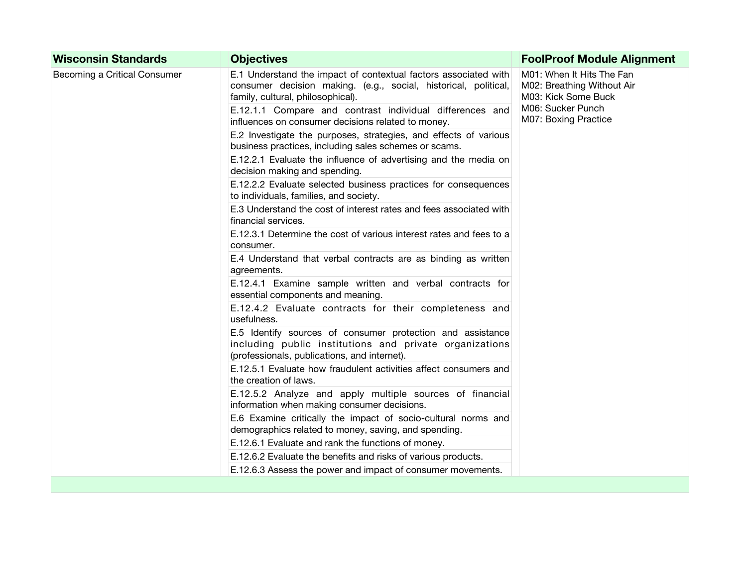| Wisconsin Standards | Objectives | FoolProof Module Alignment |
|---|---|---|
| Becoming a Critical Consumer | E.1 Understand the impact of contextual factors associated with consumer decision making. (e.g., social, historical, political, family, cultural, philosophical). | M01: When It Hits The Fan<br>M02: Breathing Without Air<br>M03: Kick Some Buck<br>M06: Sucker Punch<br>M07: Boxing Practice |
| | E.12.1.1 Compare and contrast individual differences and influences on consumer decisions related to money. | |
| | E.2 Investigate the purposes, strategies, and effects of various business practices, including sales schemes or scams. | |
| | E.12.2.1 Evaluate the influence of advertising and the media on decision making and spending. | |
| | E.12.2.2 Evaluate selected business practices for consequences to individuals, families, and society. | |
| | E.3 Understand the cost of interest rates and fees associated with financial services. | |
| | E.12.3.1 Determine the cost of various interest rates and fees to a consumer. | |
| | E.4 Understand that verbal contracts are as binding as written agreements. | |
| | E.12.4.1 Examine sample written and verbal contracts for essential components and meaning. | |
| | E.12.4.2 Evaluate contracts for their completeness and usefulness. | |
| | E.5 Identify sources of consumer protection and assistance including public institutions and private organizations (professionals, publications, and internet). | |
| | E.12.5.1 Evaluate how fraudulent activities affect consumers and the creation of laws. | |
| | E.12.5.2 Analyze and apply multiple sources of financial information when making consumer decisions. | |
| | E.6 Examine critically the impact of socio-cultural norms and demographics related to money, saving, and spending. | |
| | E.12.6.1 Evaluate and rank the functions of money. | |
| | E.12.6.2 Evaluate the benefits and risks of various products. | |
| | E.12.6.3 Assess the power and impact of consumer movements. | |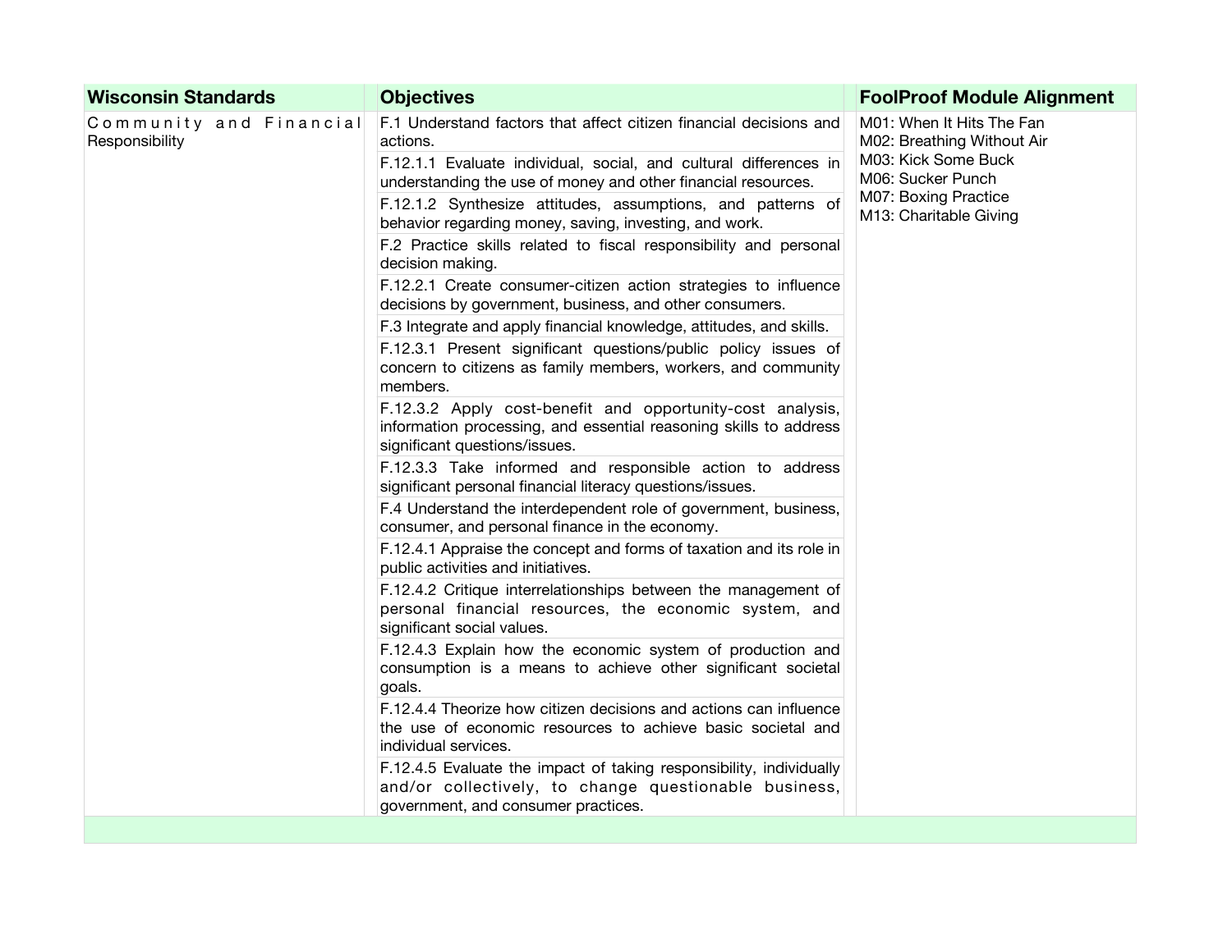| Wisconsin Standards | Objectives | FoolProof Module Alignment |
|---|---|---|
| Community and Financial Responsibility | F.1 Understand factors that affect citizen financial decisions and actions. | M01: When It Hits The Fan<br>M02: Breathing Without Air<br>M03: Kick Some Buck<br>M06: Sucker Punch<br>M07: Boxing Practice<br>M13: Charitable Giving |
| | F.12.1.1 Evaluate individual, social, and cultural differences in understanding the use of money and other financial resources. | |
| | F.12.1.2 Synthesize attitudes, assumptions, and patterns of behavior regarding money, saving, investing, and work. | |
| | F.2 Practice skills related to fiscal responsibility and personal decision making. | |
| | F.12.2.1 Create consumer-citizen action strategies to influence decisions by government, business, and other consumers. | |
| | F.3 Integrate and apply financial knowledge, attitudes, and skills. | |
| | F.12.3.1 Present significant questions/public policy issues of concern to citizens as family members, workers, and community members. | |
| | F.12.3.2 Apply cost-benefit and opportunity-cost analysis, information processing, and essential reasoning skills to address significant questions/issues. | |
| | F.12.3.3 Take informed and responsible action to address significant personal financial literacy questions/issues. | |
| | F.4 Understand the interdependent role of government, business, consumer, and personal finance in the economy. | |
| | F.12.4.1 Appraise the concept and forms of taxation and its role in public activities and initiatives. | |
| | F.12.4.2 Critique interrelationships between the management of personal financial resources, the economic system, and significant social values. | |
| | F.12.4.3 Explain how the economic system of production and consumption is a means to achieve other significant societal goals. | |
| | F.12.4.4 Theorize how citizen decisions and actions can influence the use of economic resources to achieve basic societal and individual services. | |
| | F.12.4.5 Evaluate the impact of taking responsibility, individually and/or collectively, to change questionable business, government, and consumer practices. | |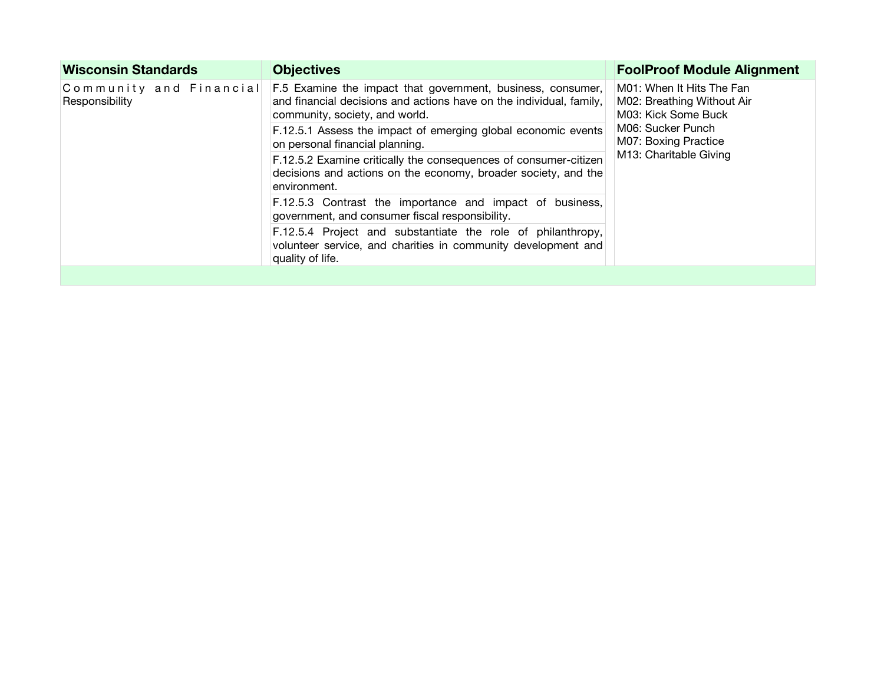| Wisconsin Standards | Objectives | FoolProof Module Alignment |
|---|---|---|
| Community and Financial Responsibility | F.5 Examine the impact that government, business, consumer, and financial decisions and actions have on the individual, family, community, society, and world. | M01: When It Hits The Fan<br>M02: Breathing Without Air<br>M03: Kick Some Buck<br>M06: Sucker Punch<br>M07: Boxing Practice<br>M13: Charitable Giving |
| | F.12.5.1 Assess the impact of emerging global economic events on personal financial planning. | |
| | F.12.5.2 Examine critically the consequences of consumer-citizen decisions and actions on the economy, broader society, and the environment. | |
| | F.12.5.3 Contrast the importance and impact of business, government, and consumer fiscal responsibility. | |
| | F.12.5.4 Project and substantiate the role of philanthropy, volunteer service, and charities in community development and quality of life. | |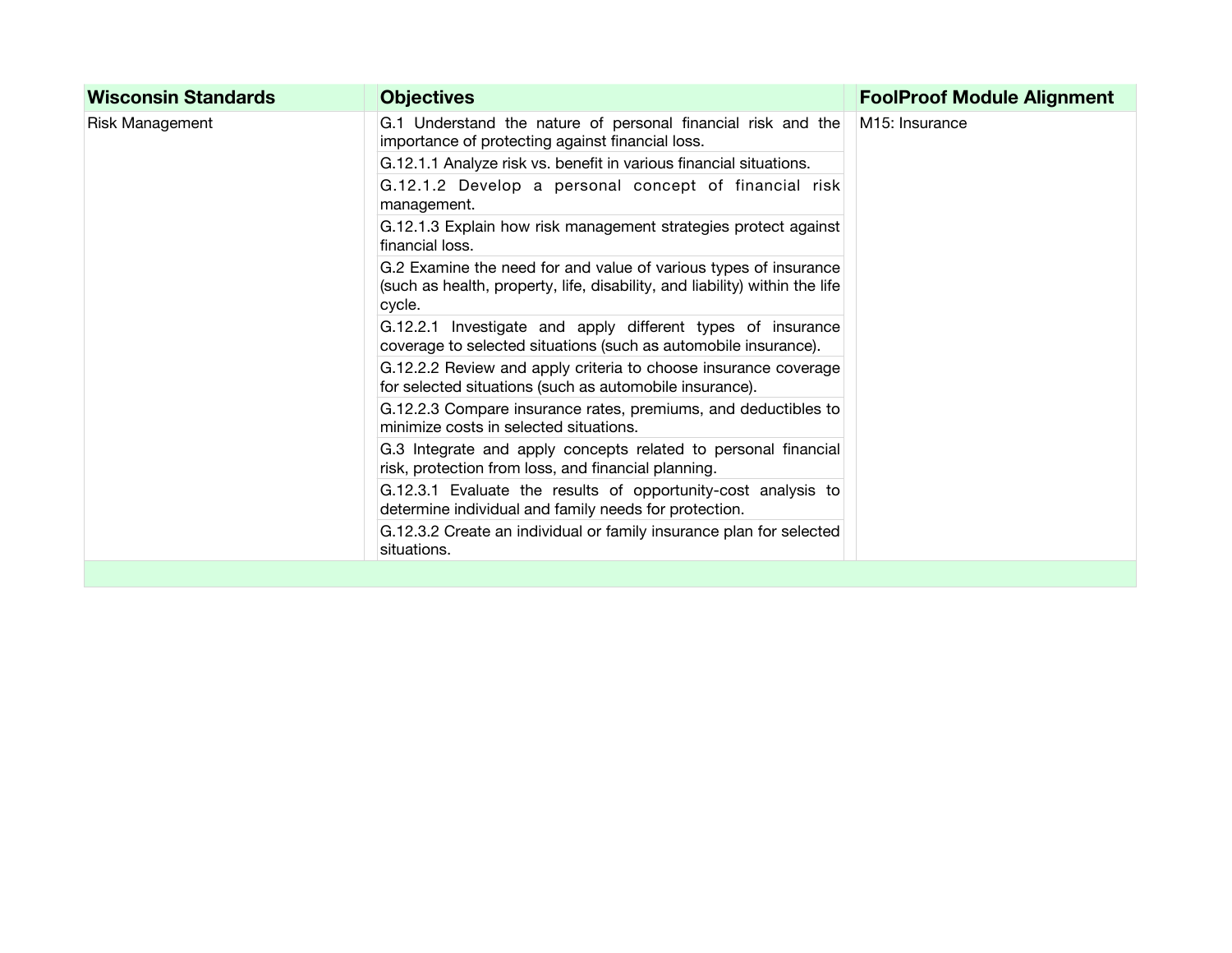| Wisconsin Standards | Objectives | FoolProof Module Alignment |
|---|---|---|
| Risk Management | G.1 Understand the nature of personal financial risk and the importance of protecting against financial loss. | M15: Insurance |
| | G.12.1.1 Analyze risk vs. benefit in various financial situations. | |
| | G.12.1.2 Develop a personal concept of financial risk management. | |
| | G.12.1.3 Explain how risk management strategies protect against financial loss. | |
| | G.2 Examine the need for and value of various types of insurance (such as health, property, life, disability, and liability) within the life cycle. | |
| | G.12.2.1 Investigate and apply different types of insurance coverage to selected situations (such as automobile insurance). | |
| | G.12.2.2 Review and apply criteria to choose insurance coverage for selected situations (such as automobile insurance). | |
| | G.12.2.3 Compare insurance rates, premiums, and deductibles to minimize costs in selected situations. | |
| | G.3 Integrate and apply concepts related to personal financial risk, protection from loss, and financial planning. | |
| | G.12.3.1 Evaluate the results of opportunity-cost analysis to determine individual and family needs for protection. | |
| | G.12.3.2 Create an individual or family insurance plan for selected situations. | |